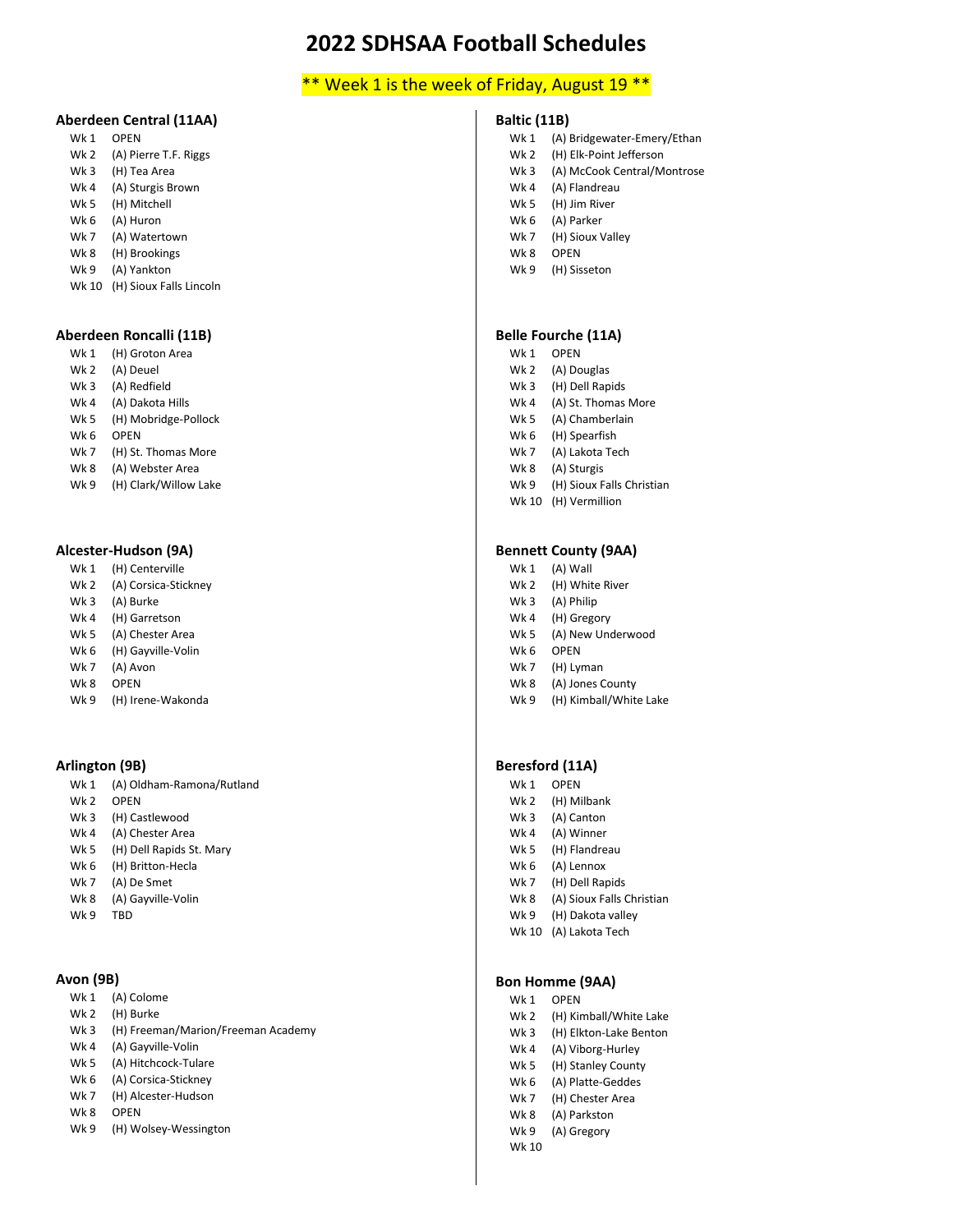# 2022 SDHSAA Football Schedules

** Week 1 is the week of Friday, August 19 **

### Aberdeen Central (11AA)

| | |
|---|---|
| Wk 1 | OPEN |
| Wk 2 | (A) Pierre T.F. Riggs |
| Wk 3 | (H) Tea Area |
| Wk 4 | (A) Sturgis Brown |
| Wk 5 | (H) Mitchell |
| Wk 6 | (A) Huron |
| Wk 7 | (A) Watertown |
| Wk 8 | (H) Brookings |
| Wk 9 | (A) Yankton |
| Wk 10 | (H) Sioux Falls Lincoln |

### Aberdeen Roncalli (11B)

| | |
|---|---|
| Wk 1 | (H) Groton Area |
| Wk 2 | (A) Deuel |
| Wk 3 | (A) Redfield |
| Wk 4 | (A) Dakota Hills |
| Wk 5 | (H) Mobridge-Pollock |
| Wk 6 | OPEN |
| Wk 7 | (H) St. Thomas More |
| Wk 8 | (A) Webster Area |
| Wk 9 | (H) Clark/Willow Lake |

### Alcester-Hudson (9A)

| | |
|---|---|
| Wk 1 | (H) Centerville |
| Wk 2 | (A) Corsica-Stickney |
| Wk 3 | (A) Burke |
| Wk 4 | (H) Garretson |
| Wk 5 | (A) Chester Area |
| Wk 6 | (H) Gayville-Volin |
| Wk 7 | (A) Avon |
| Wk 8 | OPEN |
| Wk 9 | (H) Irene-Wakonda |

### Arlington (9B)

| | |
|---|---|
| Wk 1 | (A) Oldham-Ramona/Rutland |
| Wk 2 | OPEN |
| Wk 3 | (H) Castlewood |
| Wk 4 | (A) Chester Area |
| Wk 5 | (H) Dell Rapids St. Mary |
| Wk 6 | (H) Britton-Hecla |
| Wk 7 | (A) De Smet |
| Wk 8 | (A) Gayville-Volin |
| Wk 9 | TBD |

### Avon (9B)

| | |
|---|---|
| Wk 1 | (A) Colome |
| Wk 2 | (H) Burke |
| Wk 3 | (H) Freeman/Marion/Freeman Academy |
| Wk 4 | (A) Gayville-Volin |
| Wk 5 | (A) Hitchcock-Tulare |
| Wk 6 | (A) Corsica-Stickney |
| Wk 7 | (H) Alcester-Hudson |
| Wk 8 | OPEN |
| Wk 9 | (H) Wolsey-Wessington |

### Baltic (11B)

| | |
|---|---|
| Wk 1 | (A) Bridgewater-Emery/Ethan |
| Wk 2 | (H) Elk-Point Jefferson |
| Wk 3 | (A) McCook Central/Montrose |
| Wk 4 | (A) Flandreau |
| Wk 5 | (H) Jim River |
| Wk 6 | (A) Parker |
| Wk 7 | (H) Sioux Valley |
| Wk 8 | OPEN |
| Wk 9 | (H) Sisseton |

### Belle Fourche (11A)

| | |
|---|---|
| Wk 1 | OPEN |
| Wk 2 | (A) Douglas |
| Wk 3 | (H) Dell Rapids |
| Wk 4 | (A) St. Thomas More |
| Wk 5 | (A) Chamberlain |
| Wk 6 | (H) Spearfish |
| Wk 7 | (A) Lakota Tech |
| Wk 8 | (A) Sturgis |
| Wk 9 | (H) Sioux Falls Christian |
| Wk 10 | (H) Vermillion |

### Bennett County (9AA)

| | |
|---|---|
| Wk 1 | (A) Wall |
| Wk 2 | (H) White River |
| Wk 3 | (A) Philip |
| Wk 4 | (H) Gregory |
| Wk 5 | (A) New Underwood |
| Wk 6 | OPEN |
| Wk 7 | (H) Lyman |
| Wk 8 | (A) Jones County |
| Wk 9 | (H) Kimball/White Lake |

### Beresford (11A)

| | |
|---|---|
| Wk 1 | OPEN |
| Wk 2 | (H) Milbank |
| Wk 3 | (A) Canton |
| Wk 4 | (A) Winner |
| Wk 5 | (H) Flandreau |
| Wk 6 | (A) Lennox |
| Wk 7 | (H) Dell Rapids |
| Wk 8 | (A) Sioux Falls Christian |
| Wk 9 | (H) Dakota valley |
| Wk 10 | (A) Lakota Tech |

### Bon Homme (9AA)

| | |
|---|---|
| Wk 1 | OPEN |
| Wk 2 | (H) Kimball/White Lake |
| Wk 3 | (H) Elkton-Lake Benton |
| Wk 4 | (A) Viborg-Hurley |
| Wk 5 | (H) Stanley County |
| Wk 6 | (A) Platte-Geddes |
| Wk 7 | (H) Chester Area |
| Wk 8 | (A) Parkston |
| Wk 9 | (A) Gregory |
| Wk 10 | |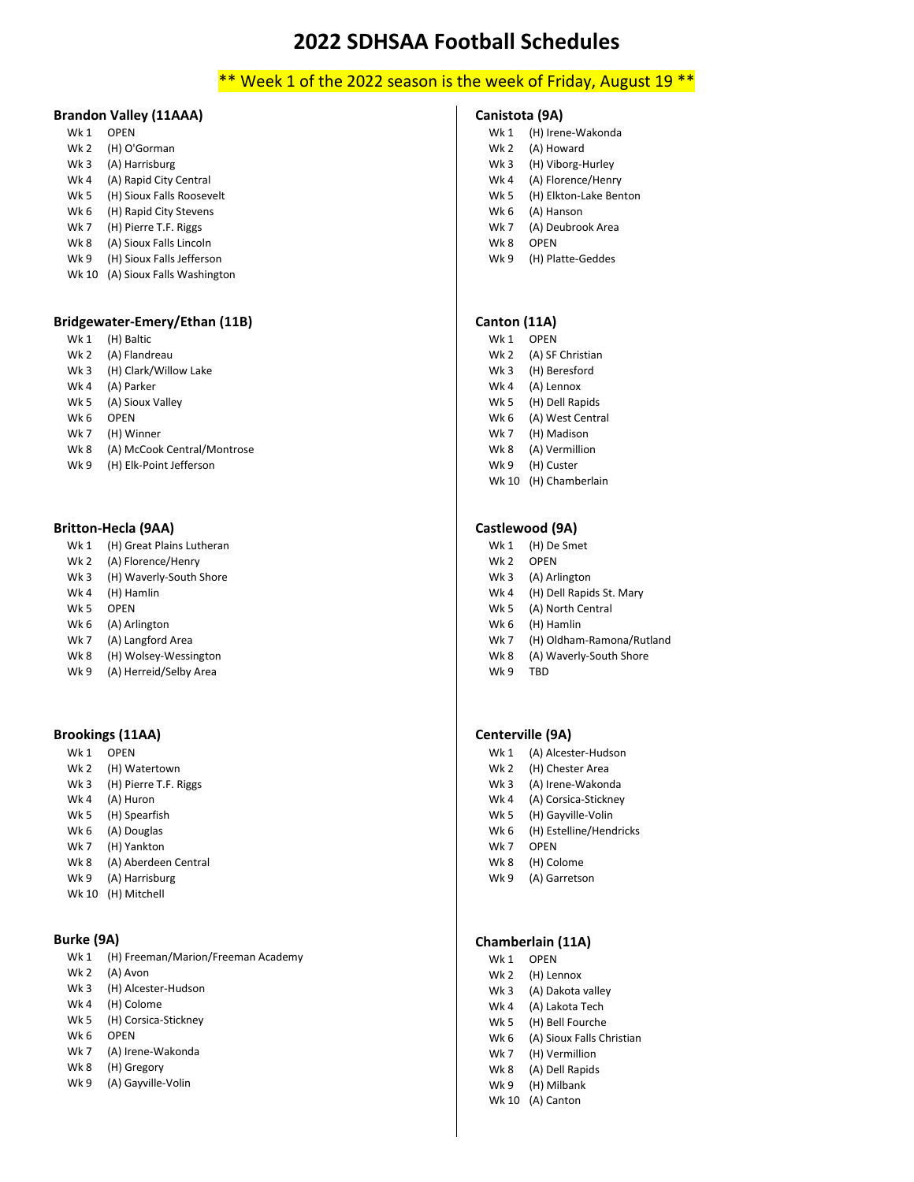# 2022 SDHSAA Football Schedules

** Week 1 of the 2022 season is the week of Friday, August 19 **

### Brandon Valley (11AAA)

- Wk 1 OPEN
- Wk 2 (H) O'Gorman
- Wk 3 (A) Harrisburg
- Wk 4 (A) Rapid City Central
- Wk 5 (H) Sioux Falls Roosevelt
- Wk 6 (H) Rapid City Stevens
- Wk 7 (H) Pierre T.F. Riggs
- Wk 8 (A) Sioux Falls Lincoln
- Wk 9 (H) Sioux Falls Jefferson
- Wk 10 (A) Sioux Falls Washington

### Bridgewater-Emery/Ethan (11B)

- Wk 1 (H) Baltic
- Wk 2 (A) Flandreau
- Wk 3 (H) Clark/Willow Lake
- Wk 4 (A) Parker
- Wk 5 (A) Sioux Valley
- Wk 6 OPEN
- Wk 7 (H) Winner
- Wk 8 (A) McCook Central/Montrose
- Wk 9 (H) Elk-Point Jefferson

### Britton-Hecla (9AA)

- Wk 1 (H) Great Plains Lutheran
- Wk 2 (A) Florence/Henry
- Wk 3 (H) Waverly-South Shore
- Wk 4 (H) Hamlin
- Wk 5 OPEN
- Wk 6 (A) Arlington
- Wk 7 (A) Langford Area
- Wk 8 (H) Wolsey-Wessington
- Wk 9 (A) Herreid/Selby Area

### Brookings (11AA)

- Wk 1 OPEN
- Wk 2 (H) Watertown
- Wk 3 (H) Pierre T.F. Riggs
- Wk 4 (A) Huron
- Wk 5 (H) Spearfish
- Wk 6 (A) Douglas
- Wk 7 (H) Yankton
- Wk 8 (A) Aberdeen Central
- Wk 9 (A) Harrisburg
- Wk 10 (H) Mitchell

### Burke (9A)

- Wk 1 (H) Freeman/Marion/Freeman Academy
- Wk 2 (A) Avon
- Wk 3 (H) Alcester-Hudson
- Wk 4 (H) Colome
- Wk 5 (H) Corsica-Stickney
- Wk 6 OPEN
- Wk 7 (A) Irene-Wakonda
- Wk 8 (H) Gregory
- Wk 9 (A) Gayville-Volin

### Canistota (9A)

- Wk 1 (H) Irene-Wakonda
- Wk 2 (A) Howard
- Wk 3 (H) Viborg-Hurley
- Wk 4 (A) Florence/Henry
- Wk 5 (H) Elkton-Lake Benton
- Wk 6 (A) Hanson
- Wk 7 (A) Deubrook Area
- Wk 8 OPEN
- Wk 9 (H) Platte-Geddes

### Canton (11A)

- Wk 1 OPEN
- Wk 2 (A) SF Christian
- Wk 3 (H) Beresford
- Wk 4 (A) Lennox
- Wk 5 (H) Dell Rapids
- Wk 6 (A) West Central
- Wk 7 (H) Madison
- Wk 8 (A) Vermillion
- Wk 9 (H) Custer
- Wk 10 (H) Chamberlain

### Castlewood (9A)

- Wk 1 (H) De Smet
- Wk 2 OPEN
- Wk 3 (A) Arlington
- Wk 4 (H) Dell Rapids St. Mary
- Wk 5 (A) North Central
- Wk 6 (H) Hamlin
- Wk 7 (H) Oldham-Ramona/Rutland
- Wk 8 (A) Waverly-South Shore
- Wk 9 TBD

### Centerville (9A)

- Wk 1 (A) Alcester-Hudson
- Wk 2 (H) Chester Area
- Wk 3 (A) Irene-Wakonda
- Wk 4 (A) Corsica-Stickney
- Wk 5 (H) Gayville-Volin
- Wk 6 (H) Estelline/Hendricks
- Wk 7 OPEN
- Wk 8 (H) Colome
- Wk 9 (A) Garretson

### Chamberlain (11A)

- Wk 1 OPEN
- Wk 2 (H) Lennox
- Wk 3 (A) Dakota valley
- Wk 4 (A) Lakota Tech
- Wk 5 (H) Bell Fourche
- Wk 6 (A) Sioux Falls Christian
- Wk 7 (H) Vermillion
- Wk 8 (A) Dell Rapids
- Wk 9 (H) Milbank
- Wk 10 (A) Canton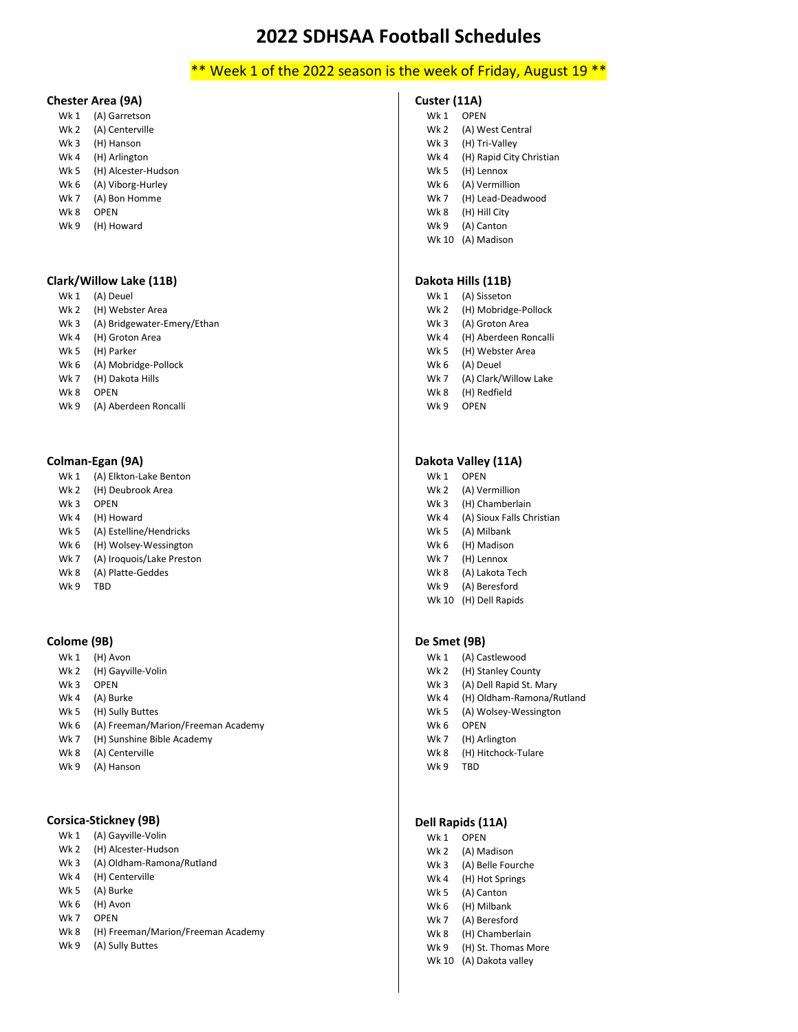# 2022 SDHSAA Football Schedules

** Week 1 of the 2022 season is the week of Friday, August 19 **

### Chester Area (9A)

- Wk 1 (A) Garretson
- Wk 2 (A) Centerville
- Wk 3 (H) Hanson
- Wk 4 (H) Arlington
- Wk 5 (H) Alcester-Hudson
- Wk 6 (A) Viborg-Hurley
- Wk 7 (A) Bon Homme
- Wk 8 OPEN
- Wk 9 (H) Howard

### Clark/Willow Lake (11B)

- Wk 1 (A) Deuel
- Wk 2 (H) Webster Area
- Wk 3 (A) Bridgewater-Emery/Ethan
- Wk 4 (H) Groton Area
- Wk 5 (H) Parker
- Wk 6 (A) Mobridge-Pollock
- Wk 7 (H) Dakota Hills
- Wk 8 OPEN
- Wk 9 (A) Aberdeen Roncalli

### Colman-Egan (9A)

- Wk 1 (A) Elkton-Lake Benton
- Wk 2 (H) Deubrook Area
- Wk 3 OPEN
- Wk 4 (H) Howard
- Wk 5 (A) Estelline/Hendricks
- Wk 6 (H) Wolsey-Wessington
- Wk 7 (A) Iroquois/Lake Preston
- Wk 8 (A) Platte-Geddes
- Wk 9 TBD

### Colome (9B)

- Wk 1 (H) Avon
- Wk 2 (H) Gayville-Volin
- Wk 3 OPEN
- Wk 4 (A) Burke
- Wk 5 (H) Sully Buttes
- Wk 6 (A) Freeman/Marion/Freeman Academy
- Wk 7 (H) Sunshine Bible Academy
- Wk 8 (A) Centerville
- Wk 9 (A) Hanson

### Corsica-Stickney (9B)

- Wk 1 (A) Gayville-Volin
- Wk 2 (H) Alcester-Hudson
- Wk 3 (A) Oldham-Ramona/Rutland
- Wk 4 (H) Centerville
- Wk 5 (A) Burke
- Wk 6 (H) Avon
- Wk 7 OPEN
- Wk 8 (H) Freeman/Marion/Freeman Academy
- Wk 9 (A) Sully Buttes

### Custer (11A)

- Wk 1 OPEN
- Wk 2 (A) West Central
- Wk 3 (H) Tri-Valley
- Wk 4 (H) Rapid City Christian
- Wk 5 (H) Lennox
- Wk 6 (A) Vermillion
- Wk 7 (H) Lead-Deadwood
- Wk 8 (H) Hill City
- Wk 9 (A) Canton
- Wk 10 (A) Madison

### Dakota Hills (11B)

- Wk 1 (A) Sisseton
- Wk 2 (H) Mobridge-Pollock
- Wk 3 (A) Groton Area
- Wk 4 (H) Aberdeen Roncalli
- Wk 5 (H) Webster Area
- Wk 6 (A) Deuel
- Wk 7 (A) Clark/Willow Lake
- Wk 8 (H) Redfield
- Wk 9 OPEN

### Dakota Valley (11A)

- Wk 1 OPEN
- Wk 2 (A) Vermillion
- Wk 3 (H) Chamberlain
- Wk 4 (A) Sioux Falls Christian
- Wk 5 (A) Milbank
- Wk 6 (H) Madison
- Wk 7 (H) Lennox
- Wk 8 (A) Lakota Tech
- Wk 9 (A) Beresford
- Wk 10 (H) Dell Rapids

### De Smet (9B)

- Wk 1 (A) Castlewood
- Wk 2 (H) Stanley County
- Wk 3 (A) Dell Rapid St. Mary
- Wk 4 (H) Oldham-Ramona/Rutland
- Wk 5 (A) Wolsey-Wessington
- Wk 6 OPEN
- Wk 7 (H) Arlington
- Wk 8 (H) Hitchcock-Tulare
- Wk 9 TBD

### Dell Rapids (11A)

- Wk 1 OPEN
- Wk 2 (A) Madison
- Wk 3 (A) Belle Fourche
- Wk 4 (H) Hot Springs
- Wk 5 (A) Canton
- Wk 6 (H) Milbank
- Wk 7 (A) Beresford
- Wk 8 (H) Chamberlain
- Wk 9 (H) St. Thomas More
- Wk 10 (A) Dakota valley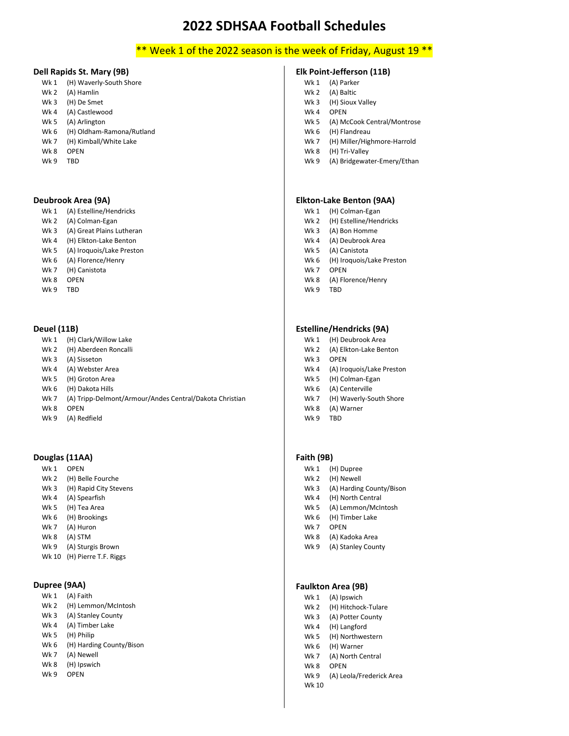# 2022 SDHSAA Football Schedules

**\*\* Week 1 of the 2022 season is the week of Friday, August 19 \*\***

### Dell Rapids St. Mary (9B)

| | |
|---|---|
| Wk 1 | (H) Waverly-South Shore |
| Wk 2 | (A) Hamlin |
| Wk 3 | (H) De Smet |
| Wk 4 | (A) Castlewood |
| Wk 5 | (A) Arlington |
| Wk 6 | (H) Oldham-Ramona/Rutland |
| Wk 7 | (H) Kimball/White Lake |
| Wk 8 | OPEN |
| Wk 9 | TBD |

### Deubrook Area (9A)

| | |
|---|---|
| Wk 1 | (A) Estelline/Hendricks |
| Wk 2 | (A) Colman-Egan |
| Wk 3 | (A) Great Plains Lutheran |
| Wk 4 | (H) Elkton-Lake Benton |
| Wk 5 | (A) Iroquois/Lake Preston |
| Wk 6 | (A) Florence/Henry |
| Wk 7 | (H) Canistota |
| Wk 8 | OPEN |
| Wk 9 | TBD |

### Deuel (11B)

| | |
|---|---|
| Wk 1 | (H) Clark/Willow Lake |
| Wk 2 | (H) Aberdeen Roncalli |
| Wk 3 | (A) Sisseton |
| Wk 4 | (A) Webster Area |
| Wk 5 | (H) Groton Area |
| Wk 6 | (H) Dakota Hills |
| Wk 7 | (A) Tripp-Delmont/Armour/Andes Central/Dakota Christian |
| Wk 8 | OPEN |
| Wk 9 | (A) Redfield |

### Douglas (11AA)

| | |
|---|---|
| Wk 1 | OPEN |
| Wk 2 | (H) Belle Fourche |
| Wk 3 | (H) Rapid City Stevens |
| Wk 4 | (A) Spearfish |
| Wk 5 | (H) Tea Area |
| Wk 6 | (H) Brookings |
| Wk 7 | (A) Huron |
| Wk 8 | (A) STM |
| Wk 9 | (A) Sturgis Brown |
| Wk 10 | (H) Pierre T.F. Riggs |

### Dupree (9AA)

| | |
|---|---|
| Wk 1 | (A) Faith |
| Wk 2 | (H) Lemmon/McIntosh |
| Wk 3 | (A) Stanley County |
| Wk 4 | (A) Timber Lake |
| Wk 5 | (H) Philip |
| Wk 6 | (H) Harding County/Bison |
| Wk 7 | (A) Newell |
| Wk 8 | (H) Ipswich |
| Wk 9 | OPEN |

### Elk Point-Jefferson (11B)

| | |
|---|---|
| Wk 1 | (A) Parker |
| Wk 2 | (A) Baltic |
| Wk 3 | (H) Sioux Valley |
| Wk 4 | OPEN |
| Wk 5 | (A) McCook Central/Montrose |
| Wk 6 | (H) Flandreau |
| Wk 7 | (H) Miller/Highmore-Harrold |
| Wk 8 | (H) Tri-Valley |
| Wk 9 | (A) Bridgewater-Emery/Ethan |

### Elkton-Lake Benton (9AA)

| | |
|---|---|
| Wk 1 | (H) Colman-Egan |
| Wk 2 | (H) Estelline/Hendricks |
| Wk 3 | (A) Bon Homme |
| Wk 4 | (A) Deubrook Area |
| Wk 5 | (A) Canistota |
| Wk 6 | (H) Iroquois/Lake Preston |
| Wk 7 | OPEN |
| Wk 8 | (A) Florence/Henry |
| Wk 9 | TBD |

### Estelline/Hendricks (9A)

| | |
|---|---|
| Wk 1 | (H) Deubrook Area |
| Wk 2 | (A) Elkton-Lake Benton |
| Wk 3 | OPEN |
| Wk 4 | (A) Iroquois/Lake Preston |
| Wk 5 | (H) Colman-Egan |
| Wk 6 | (A) Centerville |
| Wk 7 | (H) Waverly-South Shore |
| Wk 8 | (A) Warner |
| Wk 9 | TBD |

### Faith (9B)

| | |
|---|---|
| Wk 1 | (H) Dupree |
| Wk 2 | (H) Newell |
| Wk 3 | (A) Harding County/Bison |
| Wk 4 | (H) North Central |
| Wk 5 | (A) Lemmon/McIntosh |
| Wk 6 | (H) Timber Lake |
| Wk 7 | OPEN |
| Wk 8 | (A) Kadoka Area |
| Wk 9 | (A) Stanley County |

### Faulkton Area (9B)

| | |
|---|---|
| Wk 1 | (A) Ipswich |
| Wk 2 | (H) Hitchock-Tulare |
| Wk 3 | (A) Potter County |
| Wk 4 | (H) Langford |
| Wk 5 | (H) Northwestern |
| Wk 6 | (H) Warner |
| Wk 7 | (A) North Central |
| Wk 8 | OPEN |
| Wk 9 | (A) Leola/Frederick Area |
| Wk 10 | |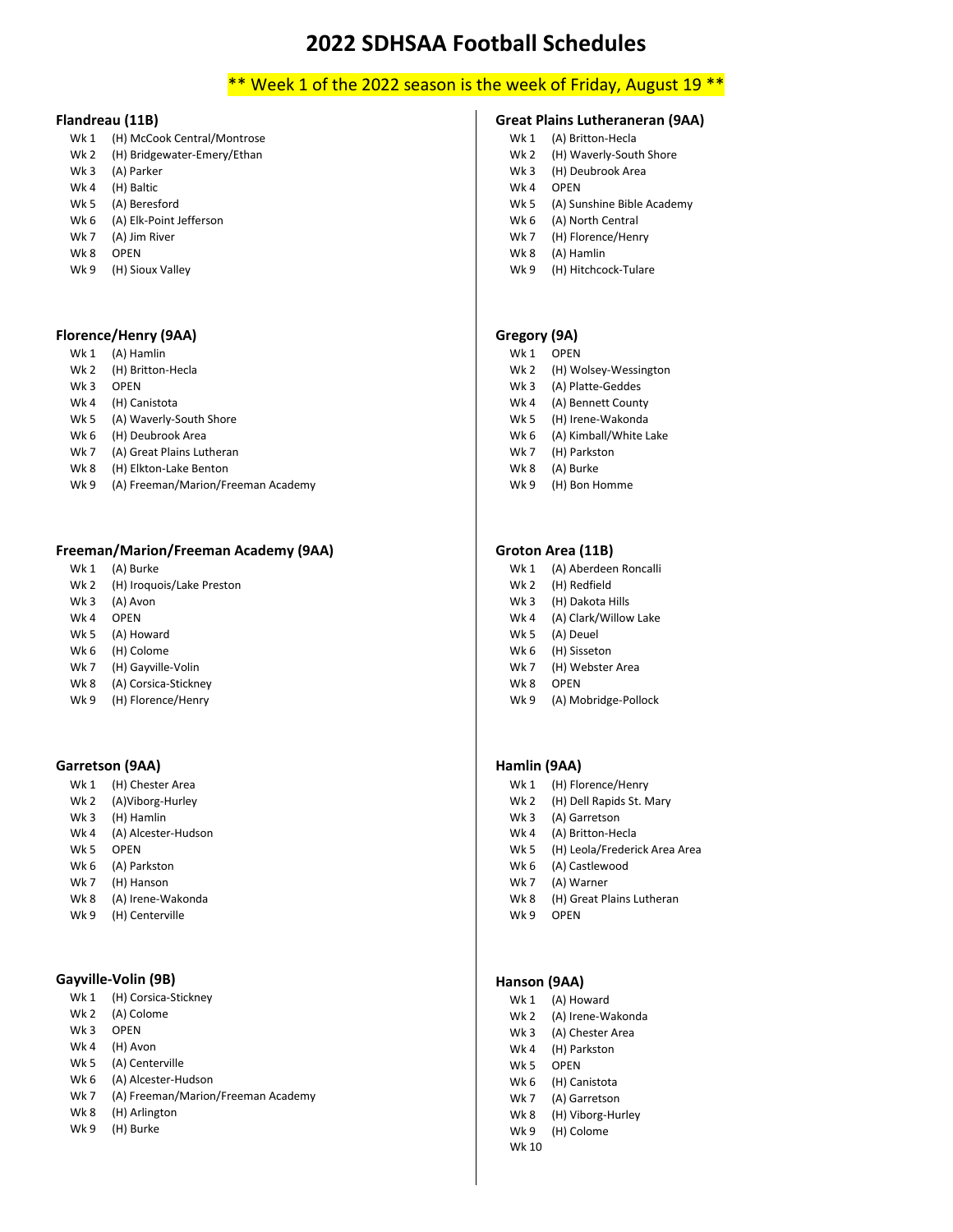# 2022 SDHSAA Football Schedules

** Week 1 of the 2022 season is the week of Friday, August 19 **

### Flandreau (11B)

- Wk 1 (H) McCook Central/Montrose
- Wk 2 (H) Bridgewater-Emery/Ethan
- Wk 3 (A) Parker
- Wk 4 (H) Baltic
- Wk 5 (A) Beresford
- Wk 6 (A) Elk-Point Jefferson
- Wk 7 (A) Jim River
- Wk 8 OPEN
- Wk 9 (H) Sioux Valley

### Florence/Henry (9AA)

- Wk 1 (A) Hamlin
- Wk 2 (H) Britton-Hecla
- Wk 3 OPEN
- Wk 4 (H) Canistota
- Wk 5 (A) Waverly-South Shore
- Wk 6 (H) Deubrook Area
- Wk 7 (A) Great Plains Lutheran
- Wk 8 (H) Elkton-Lake Benton
- Wk 9 (A) Freeman/Marion/Freeman Academy

### Freeman/Marion/Freeman Academy (9AA)

- Wk 1 (A) Burke
- Wk 2 (H) Iroquois/Lake Preston
- Wk 3 (A) Avon
- Wk 4 OPEN
- Wk 5 (A) Howard
- Wk 6 (H) Colome
- Wk 7 (H) Gayville-Volin
- Wk 8 (A) Corsica-Stickney
- Wk 9 (H) Florence/Henry

### Garretson (9AA)

- Wk 1 (H) Chester Area
- Wk 2 (A)Viborg-Hurley
- Wk 3 (H) Hamlin
- Wk 4 (A) Alcester-Hudson
- Wk 5 OPEN
- Wk 6 (A) Parkston
- Wk 7 (H) Hanson
- Wk 8 (A) Irene-Wakonda
- Wk 9 (H) Centerville

### Gayville-Volin (9B)

- Wk 1 (H) Corsica-Stickney
- Wk 2 (A) Colome
- Wk 3 OPEN
- Wk 4 (H) Avon
- Wk 5 (A) Centerville
- Wk 6 (A) Alcester-Hudson
- Wk 7 (A) Freeman/Marion/Freeman Academy
- Wk 8 (H) Arlington
- Wk 9 (H) Burke

### Great Plains Lutheraneran (9AA)

- Wk 1 (A) Britton-Hecla
- Wk 2 (H) Waverly-South Shore
- Wk 3 (H) Deubrook Area
- Wk 4 OPEN
- Wk 5 (A) Sunshine Bible Academy
- Wk 6 (A) North Central
- Wk 7 (H) Florence/Henry
- Wk 8 (A) Hamlin
- Wk 9 (H) Hitchcock-Tulare

### Gregory (9A)

- Wk 1 OPEN
- Wk 2 (H) Wolsey-Wessington
- Wk 3 (A) Platte-Geddes
- Wk 4 (A) Bennett County
- Wk 5 (H) Irene-Wakonda
- Wk 6 (A) Kimball/White Lake
- Wk 7 (H) Parkston
- Wk 8 (A) Burke
- Wk 9 (H) Bon Homme

### Groton Area (11B)

- Wk 1 (A) Aberdeen Roncalli
- Wk 2 (H) Redfield
- Wk 3 (H) Dakota Hills
- Wk 4 (A) Clark/Willow Lake
- Wk 5 (A) Deuel
- Wk 6 (H) Sisseton
- Wk 7 (H) Webster Area
- Wk 8 OPEN
- Wk 9 (A) Mobridge-Pollock

### Hamlin (9AA)

- Wk 1 (H) Florence/Henry
- Wk 2 (H) Dell Rapids St. Mary
- Wk 3 (A) Garretson
- Wk 4 (A) Britton-Hecla
- Wk 5 (H) Leola/Frederick Area Area
- Wk 6 (A) Castlewood
- Wk 7 (A) Warner
- Wk 8 (H) Great Plains Lutheran
- Wk 9 OPEN

### Hanson (9AA)

- Wk 1 (A) Howard
- Wk 2 (A) Irene-Wakonda
- Wk 3 (A) Chester Area
- Wk 4 (H) Parkston
- Wk 5 OPEN
- Wk 6 (H) Canistota
- Wk 7 (A) Garretson
- Wk 8 (H) Viborg-Hurley
- Wk 9 (H) Colome
- Wk 10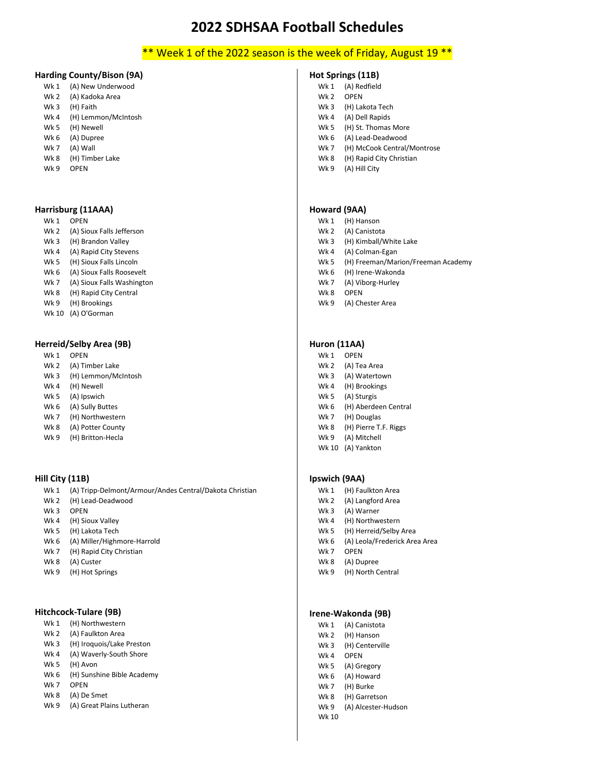# 2022 SDHSAA Football Schedules

** Week 1 of the 2022 season is the week of Friday, August 19 **

### Harding County/Bison (9A)

- Wk 1 (A) New Underwood
- Wk 2 (A) Kadoka Area
- Wk 3 (H) Faith
- Wk 4 (H) Lemmon/McIntosh
- Wk 5 (H) Newell
- Wk 6 (A) Dupree
- Wk 7 (A) Wall
- Wk 8 (H) Timber Lake
- Wk 9 OPEN

### Harrisburg (11AAA)

- Wk 1 OPEN
- Wk 2 (A) Sioux Falls Jefferson
- Wk 3 (H) Brandon Valley
- Wk 4 (A) Rapid City Stevens
- Wk 5 (H) Sioux Falls Lincoln
- Wk 6 (A) Sioux Falls Roosevelt
- Wk 7 (A) Sioux Falls Washington
- Wk 8 (H) Rapid City Central
- Wk 9 (H) Brookings
- Wk 10 (A) O'Gorman

### Herreid/Selby Area (9B)

- Wk 1 OPEN
- Wk 2 (A) Timber Lake
- Wk 3 (H) Lemmon/McIntosh
- Wk 4 (H) Newell
- Wk 5 (A) Ipswich
- Wk 6 (A) Sully Buttes
- Wk 7 (H) Northwestern
- Wk 8 (A) Potter County
- Wk 9 (H) Britton-Hecla

### Hill City (11B)

- Wk 1 (A) Tripp-Delmont/Armour/Andes Central/Dakota Christian
- Wk 2 (H) Lead-Deadwood
- Wk 3 OPEN
- Wk 4 (H) Sioux Valley
- Wk 5 (H) Lakota Tech
- Wk 6 (A) Miller/Highmore-Harrold
- Wk 7 (H) Rapid City Christian
- Wk 8 (A) Custer
- Wk 9 (H) Hot Springs

### Hitchcock-Tulare (9B)

- Wk 1 (H) Northwestern
- Wk 2 (A) Faulkton Area
- Wk 3 (H) Iroquois/Lake Preston
- Wk 4 (A) Waverly-South Shore
- Wk 5 (H) Avon
- Wk 6 (H) Sunshine Bible Academy
- Wk 7 OPEN
- Wk 8 (A) De Smet
- Wk 9 (A) Great Plains Lutheran

### Hot Springs (11B)

- Wk 1 (A) Redfield
- Wk 2 OPEN
- Wk 3 (H) Lakota Tech
- Wk 4 (A) Dell Rapids
- Wk 5 (H) St. Thomas More
- Wk 6 (A) Lead-Deadwood
- Wk 7 (H) McCook Central/Montrose
- Wk 8 (H) Rapid City Christian
- Wk 9 (A) Hill City

### Howard (9AA)

- Wk 1 (H) Hanson
- Wk 2 (A) Canistota
- Wk 3 (H) Kimball/White Lake
- Wk 4 (A) Colman-Egan
- Wk 5 (H) Freeman/Marion/Freeman Academy
- Wk 6 (H) Irene-Wakonda
- Wk 7 (A) Viborg-Hurley
- Wk 8 OPEN
- Wk 9 (A) Chester Area

### Huron (11AA)

- Wk 1 OPEN
- Wk 2 (A) Tea Area
- Wk 3 (A) Watertown
- Wk 4 (H) Brookings
- Wk 5 (A) Sturgis
- Wk 6 (H) Aberdeen Central
- Wk 7 (H) Douglas
- Wk 8 (H) Pierre T.F. Riggs
- Wk 9 (A) Mitchell
- Wk 10 (A) Yankton

### Ipswich (9AA)

- Wk 1 (H) Faulkton Area
- Wk 2 (A) Langford Area
- Wk 3 (A) Warner
- Wk 4 (H) Northwestern
- Wk 5 (H) Herreid/Selby Area
- Wk 6 (A) Leola/Frederick Area Area
- Wk 7 OPEN
- Wk 8 (A) Dupree
- Wk 9 (H) North Central

### Irene-Wakonda (9B)

- Wk 1 (A) Canistota
- Wk 2 (H) Hanson
- Wk 3 (H) Centerville
- Wk 4 OPEN
- Wk 5 (A) Gregory
- Wk 6 (A) Howard
- Wk 7 (H) Burke
- Wk 8 (H) Garretson
- Wk 9 (A) Alcester-Hudson
- Wk 10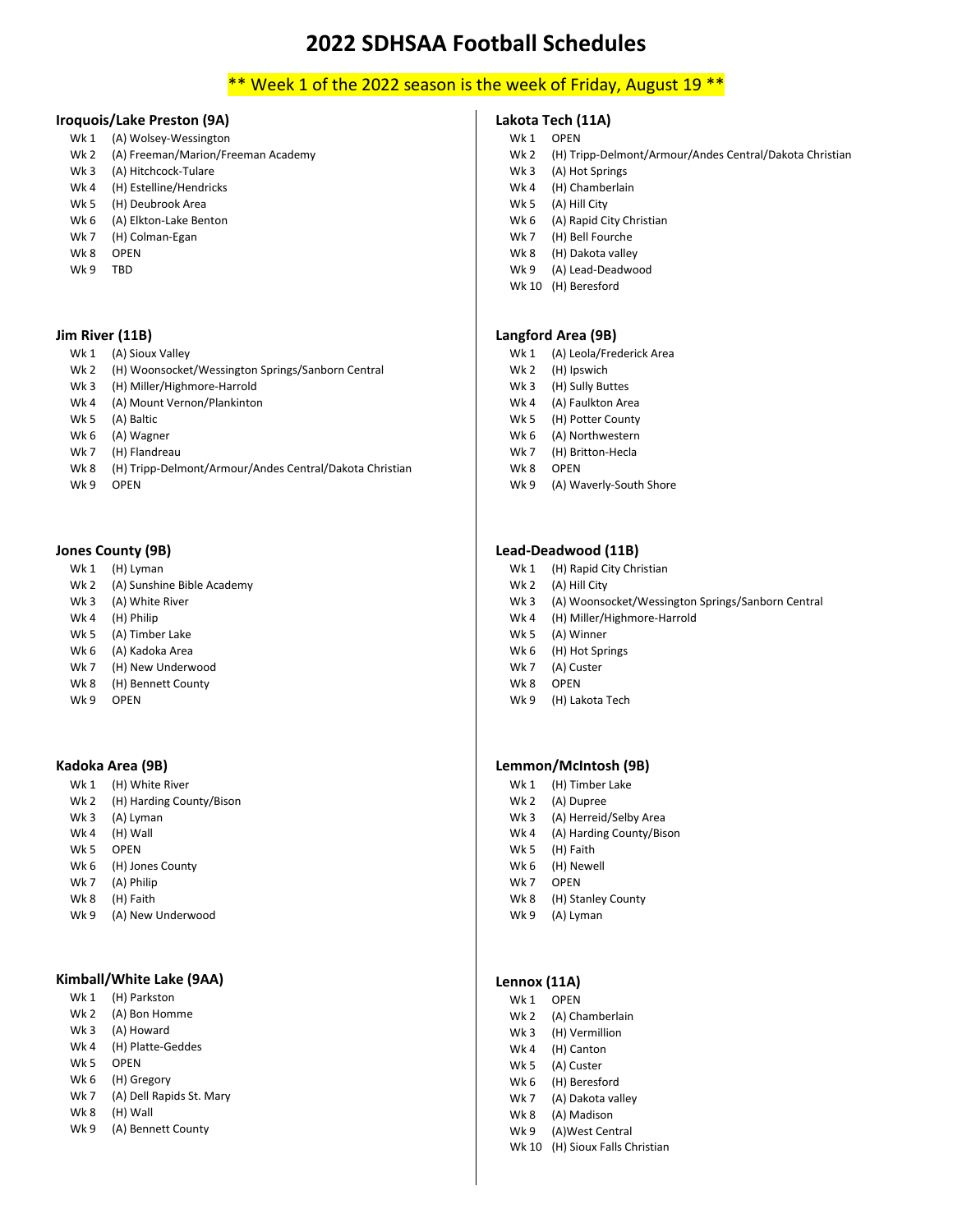# 2022 SDHSAA Football Schedules

** Week 1 of the 2022 season is the week of Friday, August 19 **

### Iroquois/Lake Preston (9A)

| | |
|---|---|
| Wk 1 | (A) Wolsey-Wessington |
| Wk 2 | (A) Freeman/Marion/Freeman Academy |
| Wk 3 | (A) Hitchcock-Tulare |
| Wk 4 | (H) Estelline/Hendricks |
| Wk 5 | (H) Deubrook Area |
| Wk 6 | (A) Elkton-Lake Benton |
| Wk 7 | (H) Colman-Egan |
| Wk 8 | OPEN |
| Wk 9 | TBD |

### Jim River (11B)

| | |
|---|---|
| Wk 1 | (A) Sioux Valley |
| Wk 2 | (H) Woonsocket/Wessington Springs/Sanborn Central |
| Wk 3 | (H) Miller/Highmore-Harrold |
| Wk 4 | (A) Mount Vernon/Plankinton |
| Wk 5 | (A) Baltic |
| Wk 6 | (A) Wagner |
| Wk 7 | (H) Flandreau |
| Wk 8 | (H) Tripp-Delmont/Armour/Andes Central/Dakota Christian |
| Wk 9 | OPEN |

### Jones County (9B)

| | |
|---|---|
| Wk 1 | (H) Lyman |
| Wk 2 | (A) Sunshine Bible Academy |
| Wk 3 | (A) White River |
| Wk 4 | (H) Philip |
| Wk 5 | (A) Timber Lake |
| Wk 6 | (A) Kadoka Area |
| Wk 7 | (H) New Underwood |
| Wk 8 | (H) Bennett County |
| Wk 9 | OPEN |

### Kadoka Area (9B)

| | |
|---|---|
| Wk 1 | (H) White River |
| Wk 2 | (H) Harding County/Bison |
| Wk 3 | (A) Lyman |
| Wk 4 | (H) Wall |
| Wk 5 | OPEN |
| Wk 6 | (H) Jones County |
| Wk 7 | (A) Philip |
| Wk 8 | (H) Faith |
| Wk 9 | (A) New Underwood |

### Kimball/White Lake (9AA)

| | |
|---|---|
| Wk 1 | (H) Parkston |
| Wk 2 | (A) Bon Homme |
| Wk 3 | (A) Howard |
| Wk 4 | (H) Platte-Geddes |
| Wk 5 | OPEN |
| Wk 6 | (H) Gregory |
| Wk 7 | (A) Dell Rapids St. Mary |
| Wk 8 | (H) Wall |
| Wk 9 | (A) Bennett County |

### Lakota Tech (11A)

| | |
|---|---|
| Wk 1 | OPEN |
| Wk 2 | (H) Tripp-Delmont/Armour/Andes Central/Dakota Christian |
| Wk 3 | (A) Hot Springs |
| Wk 4 | (H) Chamberlain |
| Wk 5 | (A) Hill City |
| Wk 6 | (A) Rapid City Christian |
| Wk 7 | (H) Bell Fourche |
| Wk 8 | (H) Dakota valley |
| Wk 9 | (A) Lead-Deadwood |
| Wk 10 | (H) Beresford |

### Langford Area (9B)

| | |
|---|---|
| Wk 1 | (A) Leola/Frederick Area |
| Wk 2 | (H) Ipswich |
| Wk 3 | (H) Sully Buttes |
| Wk 4 | (A) Faulkton Area |
| Wk 5 | (H) Potter County |
| Wk 6 | (A) Northwestern |
| Wk 7 | (H) Britton-Hecla |
| Wk 8 | OPEN |
| Wk 9 | (A) Waverly-South Shore |

### Lead-Deadwood (11B)

| | |
|---|---|
| Wk 1 | (H) Rapid City Christian |
| Wk 2 | (A) Hill City |
| Wk 3 | (A) Woonsocket/Wessington Springs/Sanborn Central |
| Wk 4 | (H) Miller/Highmore-Harrold |
| Wk 5 | (A) Winner |
| Wk 6 | (H) Hot Springs |
| Wk 7 | (A) Custer |
| Wk 8 | OPEN |
| Wk 9 | (H) Lakota Tech |

### Lemmon/McIntosh (9B)

| | |
|---|---|
| Wk 1 | (H) Timber Lake |
| Wk 2 | (A) Dupree |
| Wk 3 | (A) Herreid/Selby Area |
| Wk 4 | (A) Harding County/Bison |
| Wk 5 | (H) Faith |
| Wk 6 | (H) Newell |
| Wk 7 | OPEN |
| Wk 8 | (H) Stanley County |
| Wk 9 | (A) Lyman |

### Lennox (11A)

| | |
|---|---|
| Wk 1 | OPEN |
| Wk 2 | (A) Chamberlain |
| Wk 3 | (H) Vermillion |
| Wk 4 | (H) Canton |
| Wk 5 | (A) Custer |
| Wk 6 | (H) Beresford |
| Wk 7 | (A) Dakota valley |
| Wk 8 | (A) Madison |
| Wk 9 | (A)West Central |
| Wk 10 | (H) Sioux Falls Christian |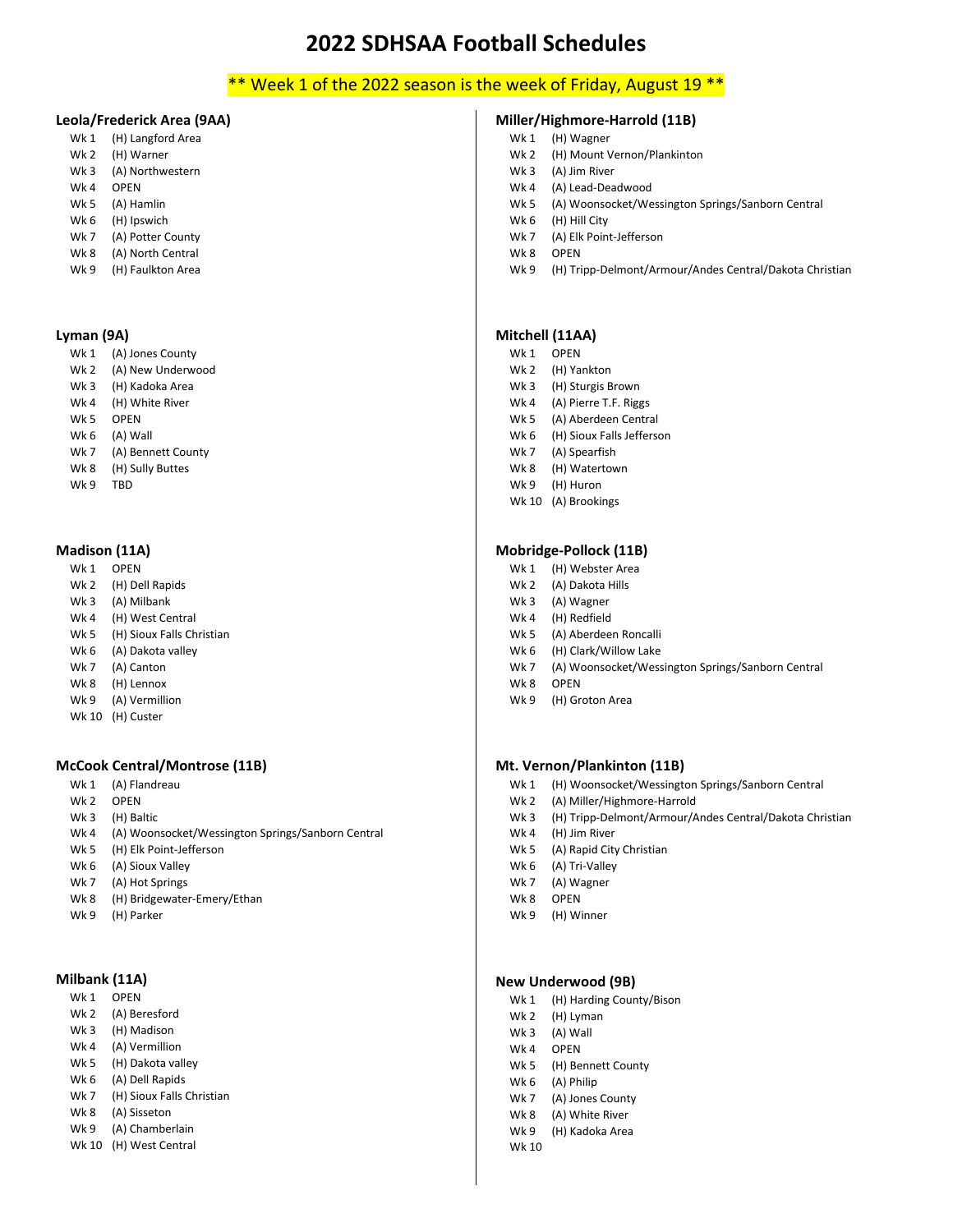# 2022 SDHSAA Football Schedules

** Week 1 of the 2022 season is the week of Friday, August 19 **

### Leola/Frederick Area (9AA)

- Wk 1 (H) Langford Area
- Wk 2 (H) Warner
- Wk 3 (A) Northwestern
- Wk 4 OPEN
- Wk 5 (A) Hamlin
- Wk 6 (H) Ipswich
- Wk 7 (A) Potter County
- Wk 8 (A) North Central
- Wk 9 (H) Faulkton Area

### Lyman (9A)

- Wk 1 (A) Jones County
- Wk 2 (A) New Underwood
- Wk 3 (H) Kadoka Area
- Wk 4 (H) White River
- Wk 5 OPEN
- Wk 6 (A) Wall
- Wk 7 (A) Bennett County
- Wk 8 (H) Sully Buttes
- Wk 9 TBD

### Madison (11A)

- Wk 1 OPEN
- Wk 2 (H) Dell Rapids
- Wk 3 (A) Milbank
- Wk 4 (H) West Central
- Wk 5 (H) Sioux Falls Christian
- Wk 6 (A) Dakota valley
- Wk 7 (A) Canton
- Wk 8 (H) Lennox
- Wk 9 (A) Vermillion
- Wk 10 (H) Custer

### McCook Central/Montrose (11B)

- Wk 1 (A) Flandreau
- Wk 2 OPEN
- Wk 3 (H) Baltic
- Wk 4 (A) Woonsocket/Wessington Springs/Sanborn Central
- Wk 5 (H) Elk Point-Jefferson
- Wk 6 (A) Sioux Valley
- Wk 7 (A) Hot Springs
- Wk 8 (H) Bridgewater-Emery/Ethan
- Wk 9 (H) Parker

### Milbank (11A)

- Wk 1 OPEN
- Wk 2 (A) Beresford
- Wk 3 (H) Madison
- Wk 4 (A) Vermillion
- Wk 5 (H) Dakota valley
- Wk 6 (A) Dell Rapids
- Wk 7 (H) Sioux Falls Christian
- Wk 8 (A) Sisseton
- Wk 9 (A) Chamberlain
- Wk 10 (H) West Central

### Miller/Highmore-Harrold (11B)

- Wk 1 (H) Wagner
- Wk 2 (H) Mount Vernon/Plankinton
- Wk 3 (A) Jim River
- Wk 4 (A) Lead-Deadwood
- Wk 5 (A) Woonsocket/Wessington Springs/Sanborn Central
- Wk 6 (H) Hill City
- Wk 7 (A) Elk Point-Jefferson
- Wk 8 OPEN
- Wk 9 (H) Tripp-Delmont/Armour/Andes Central/Dakota Christian

### Mitchell (11AA)

- Wk 1 OPEN
- Wk 2 (H) Yankton
- Wk 3 (H) Sturgis Brown
- Wk 4 (A) Pierre T.F. Riggs
- Wk 5 (A) Aberdeen Central
- Wk 6 (H) Sioux Falls Jefferson
- Wk 7 (A) Spearfish
- Wk 8 (H) Watertown
- Wk 9 (H) Huron
- Wk 10 (A) Brookings

### Mobridge-Pollock (11B)

- Wk 1 (H) Webster Area
- Wk 2 (A) Dakota Hills
- Wk 3 (A) Wagner
- Wk 4 (H) Redfield
- Wk 5 (A) Aberdeen Roncalli
- Wk 6 (H) Clark/Willow Lake
- Wk 7 (A) Woonsocket/Wessington Springs/Sanborn Central
- Wk 8 OPEN
- Wk 9 (H) Groton Area

### Mt. Vernon/Plankinton (11B)

- Wk 1 (H) Woonsocket/Wessington Springs/Sanborn Central
- Wk 2 (A) Miller/Highmore-Harrold
- Wk 3 (H) Tripp-Delmont/Armour/Andes Central/Dakota Christian
- Wk 4 (H) Jim River
- Wk 5 (A) Rapid City Christian
- Wk 6 (A) Tri-Valley
- Wk 7 (A) Wagner
- Wk 8 OPEN
- Wk 9 (H) Winner

### New Underwood (9B)

- Wk 1 (H) Harding County/Bison
- Wk 2 (H) Lyman
- Wk 3 (A) Wall
- Wk 4 OPEN
- Wk 5 (H) Bennett County
- Wk 6 (A) Philip
- Wk 7 (A) Jones County
- Wk 8 (A) White River
- Wk 9 (H) Kadoka Area
- Wk 10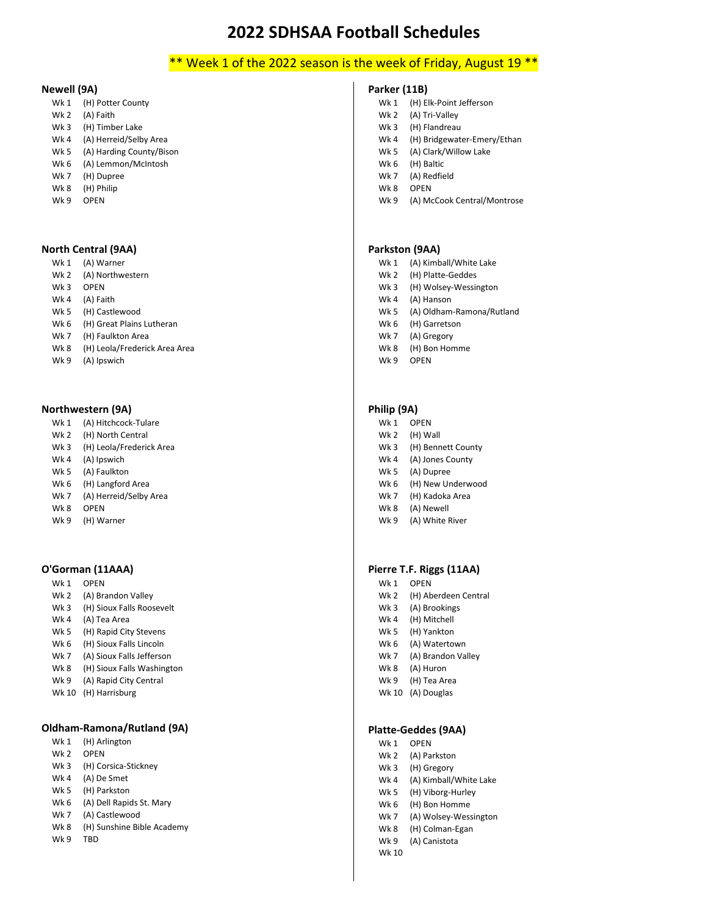# 2022 SDHSAA Football Schedules

** Week 1 of the 2022 season is the week of Friday, August 19 **

### Newell (9A)

- Wk 1 (H) Potter County
- Wk 2 (A) Faith
- Wk 3 (H) Timber Lake
- Wk 4 (A) Herreid/Selby Area
- Wk 5 (A) Harding County/Bison
- Wk 6 (A) Lemmon/McIntosh
- Wk 7 (H) Dupree
- Wk 8 (H) Philip
- Wk 9 OPEN

### North Central (9AA)

- Wk 1 (A) Warner
- Wk 2 (A) Northwestern
- Wk 3 OPEN
- Wk 4 (A) Faith
- Wk 5 (H) Castlewood
- Wk 6 (H) Great Plains Lutheran
- Wk 7 (H) Faulkton Area
- Wk 8 (H) Leola/Frederick Area Area
- Wk 9 (A) Ipswich

### Northwestern (9A)

- Wk 1 (A) Hitchcock-Tulare
- Wk 2 (H) North Central
- Wk 3 (H) Leola/Frederick Area
- Wk 4 (A) Ipswich
- Wk 5 (A) Faulkton
- Wk 6 (H) Langford Area
- Wk 7 (A) Herreid/Selby Area
- Wk 8 OPEN
- Wk 9 (H) Warner

### O'Gorman (11AAA)

- Wk 1 OPEN
- Wk 2 (A) Brandon Valley
- Wk 3 (H) Sioux Falls Roosevelt
- Wk 4 (A) Tea Area
- Wk 5 (H) Rapid City Stevens
- Wk 6 (H) Sioux Falls Lincoln
- Wk 7 (A) Sioux Falls Jefferson
- Wk 8 (H) Sioux Falls Washington
- Wk 9 (A) Rapid City Central
- Wk 10 (H) Harrisburg

### Oldham-Ramona/Rutland (9A)

- Wk 1 (H) Arlington
- Wk 2 OPEN
- Wk 3 (H) Corsica-Stickney
- Wk 4 (A) De Smet
- Wk 5 (H) Parkston
- Wk 6 (A) Dell Rapids St. Mary
- Wk 7 (A) Castlewood
- Wk 8 (H) Sunshine Bible Academy
- Wk 9 TBD

### Parker (11B)

- Wk 1 (H) Elk-Point Jefferson
- Wk 2 (A) Tri-Valley
- Wk 3 (H) Flandreau
- Wk 4 (H) Bridgewater-Emery/Ethan
- Wk 5 (A) Clark/Willow Lake
- Wk 6 (H) Baltic
- Wk 7 (A) Redfield
- Wk 8 OPEN
- Wk 9 (A) McCook Central/Montrose

### Parkston (9AA)

- Wk 1 (A) Kimball/White Lake
- Wk 2 (H) Platte-Geddes
- Wk 3 (H) Wolsey-Wessington
- Wk 4 (A) Hanson
- Wk 5 (A) Oldham-Ramona/Rutland
- Wk 6 (H) Garretson
- Wk 7 (A) Gregory
- Wk 8 (H) Bon Homme
- Wk 9 OPEN

### Philip (9A)

- Wk 1 OPEN
- Wk 2 (H) Wall
- Wk 3 (H) Bennett County
- Wk 4 (A) Jones County
- Wk 5 (A) Dupree
- Wk 6 (H) New Underwood
- Wk 7 (H) Kadoka Area
- Wk 8 (A) Newell
- Wk 9 (A) White River

### Pierre T.F. Riggs (11AA)

- Wk 1 OPEN
- Wk 2 (H) Aberdeen Central
- Wk 3 (A) Brookings
- Wk 4 (H) Mitchell
- Wk 5 (H) Yankton
- Wk 6 (A) Watertown
- Wk 7 (A) Brandon Valley
- Wk 8 (A) Huron
- Wk 9 (H) Tea Area
- Wk 10 (A) Douglas

### Platte-Geddes (9AA)

- Wk 1 OPEN
- Wk 2 (A) Parkston
- Wk 3 (H) Gregory
- Wk 4 (A) Kimball/White Lake
- Wk 5 (H) Viborg-Hurley
- Wk 6 (H) Bon Homme
- Wk 7 (A) Wolsey-Wessington
- Wk 8 (H) Colman-Egan
- Wk 9 (A) Canistota
- Wk 10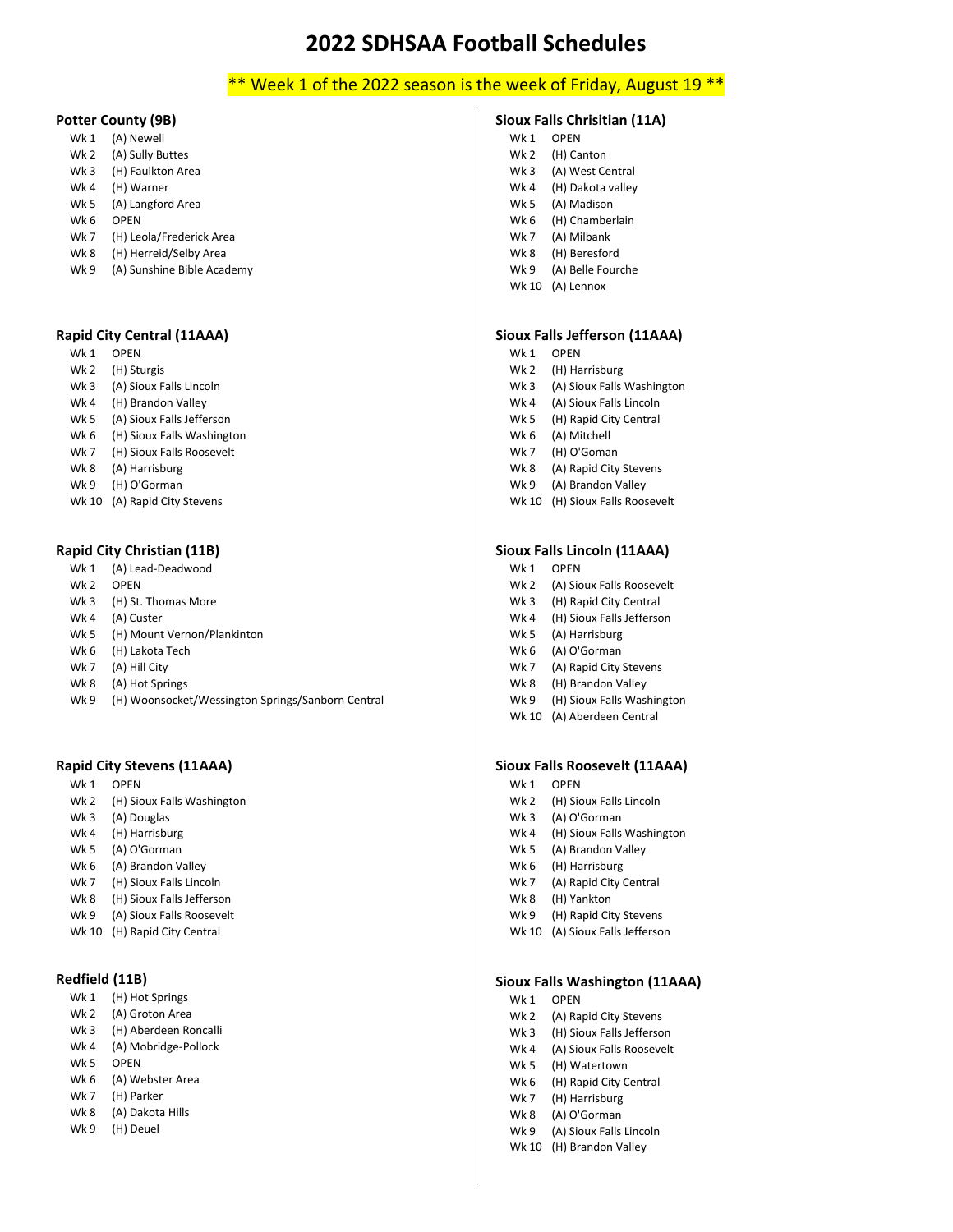# 2022 SDHSAA Football Schedules

** Week 1 of the 2022 season is the week of Friday, August 19 **

### Potter County (9B)

- Wk 1 (A) Newell
- Wk 2 (A) Sully Buttes
- Wk 3 (H) Faulkton Area
- Wk 4 (H) Warner
- Wk 5 (A) Langford Area
- Wk 6 OPEN
- Wk 7 (H) Leola/Frederick Area
- Wk 8 (H) Herreid/Selby Area
- Wk 9 (A) Sunshine Bible Academy

### Rapid City Central (11AAA)

- Wk 1 OPEN
- Wk 2 (H) Sturgis
- Wk 3 (A) Sioux Falls Lincoln
- Wk 4 (H) Brandon Valley
- Wk 5 (A) Sioux Falls Jefferson
- Wk 6 (H) Sioux Falls Washington
- Wk 7 (H) Sioux Falls Roosevelt
- Wk 8 (A) Harrisburg
- Wk 9 (H) O'Gorman
- Wk 10 (A) Rapid City Stevens

### Rapid City Christian (11B)

- Wk 1 (A) Lead-Deadwood
- Wk 2 OPEN
- Wk 3 (H) St. Thomas More
- Wk 4 (A) Custer
- Wk 5 (H) Mount Vernon/Plankinton
- Wk 6 (H) Lakota Tech
- Wk 7 (A) Hill City
- Wk 8 (A) Hot Springs
- Wk 9 (H) Woonsocket/Wessington Springs/Sanborn Central

### Rapid City Stevens (11AAA)

- Wk 1 OPEN
- Wk 2 (H) Sioux Falls Washington
- Wk 3 (A) Douglas
- Wk 4 (H) Harrisburg
- Wk 5 (A) O'Gorman
- Wk 6 (A) Brandon Valley
- Wk 7 (H) Sioux Falls Lincoln
- Wk 8 (H) Sioux Falls Jefferson
- Wk 9 (A) Sioux Falls Roosevelt
- Wk 10 (H) Rapid City Central

### Redfield (11B)

- Wk 1 (H) Hot Springs
- Wk 2 (A) Groton Area
- Wk 3 (H) Aberdeen Roncalli
- Wk 4 (A) Mobridge-Pollock
- Wk 5 OPEN
- Wk 6 (A) Webster Area
- Wk 7 (H) Parker
- Wk 8 (A) Dakota Hills
- Wk 9 (H) Deuel

### Sioux Falls Chrisitian (11A)

- Wk 1 OPEN
- Wk 2 (H) Canton
- Wk 3 (A) West Central
- Wk 4 (H) Dakota valley
- Wk 5 (A) Madison
- Wk 6 (H) Chamberlain
- Wk 7 (A) Milbank
- Wk 8 (H) Beresford
- Wk 9 (A) Belle Fourche
- Wk 10 (A) Lennox

### Sioux Falls Jefferson (11AAA)

- Wk 1 OPEN
- Wk 2 (H) Harrisburg
- Wk 3 (A) Sioux Falls Washington
- Wk 4 (A) Sioux Falls Lincoln
- Wk 5 (H) Rapid City Central
- Wk 6 (A) Mitchell
- Wk 7 (H) O'Goman
- Wk 8 (A) Rapid City Stevens
- Wk 9 (A) Brandon Valley
- Wk 10 (H) Sioux Falls Roosevelt

### Sioux Falls Lincoln (11AAA)

- Wk 1 OPEN
- Wk 2 (A) Sioux Falls Roosevelt
- Wk 3 (H) Rapid City Central
- Wk 4 (H) Sioux Falls Jefferson
- Wk 5 (A) Harrisburg
- Wk 6 (A) O'Gorman
- Wk 7 (A) Rapid City Stevens
- Wk 8 (H) Brandon Valley
- Wk 9 (H) Sioux Falls Washington
- Wk 10 (A) Aberdeen Central

### Sioux Falls Roosevelt (11AAA)

- Wk 1 OPEN
- Wk 2 (H) Sioux Falls Lincoln
- Wk 3 (A) O'Gorman
- Wk 4 (H) Sioux Falls Washington
- Wk 5 (A) Brandon Valley
- Wk 6 (H) Harrisburg
- Wk 7 (A) Rapid City Central
- Wk 8 (H) Yankton
- Wk 9 (H) Rapid City Stevens
- Wk 10 (A) Sioux Falls Jefferson

### Sioux Falls Washington (11AAA)

- Wk 1 OPEN
- Wk 2 (A) Rapid City Stevens
- Wk 3 (H) Sioux Falls Jefferson
- Wk 4 (A) Sioux Falls Roosevelt
- Wk 5 (H) Watertown
- Wk 6 (H) Rapid City Central
- Wk 7 (H) Harrisburg
- Wk 8 (A) O'Gorman
- Wk 9 (A) Sioux Falls Lincoln
- Wk 10 (H) Brandon Valley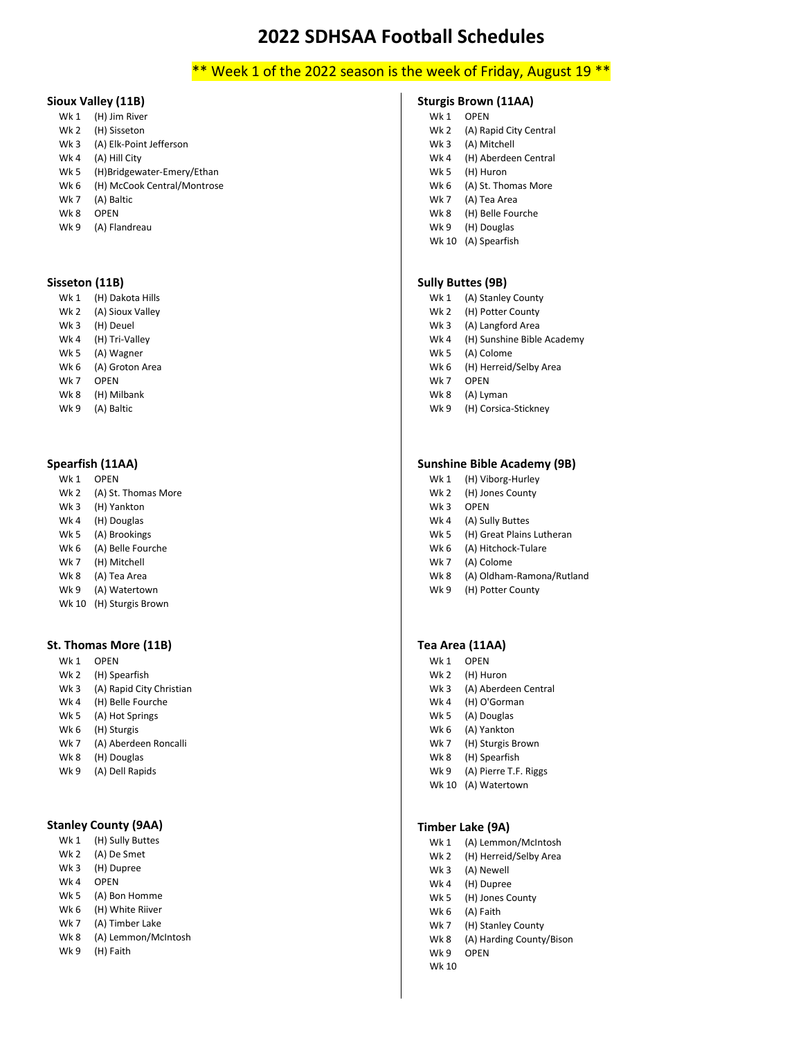# 2022 SDHSAA Football Schedules

** Week 1 of the 2022 season is the week of Friday, August 19 **

### Sioux Valley (11B)

| | |
|---|---|
| Wk 1 | (H) Jim River |
| Wk 2 | (H) Sisseton |
| Wk 3 | (A) Elk-Point Jefferson |
| Wk 4 | (A) Hill City |
| Wk 5 | (H)Bridgewater-Emery/Ethan |
| Wk 6 | (H) McCook Central/Montrose |
| Wk 7 | (A) Baltic |
| Wk 8 | OPEN |
| Wk 9 | (A) Flandreau |

### Sisseton (11B)

| | |
|---|---|
| Wk 1 | (H) Dakota Hills |
| Wk 2 | (A) Sioux Valley |
| Wk 3 | (H) Deuel |
| Wk 4 | (H) Tri-Valley |
| Wk 5 | (A) Wagner |
| Wk 6 | (A) Groton Area |
| Wk 7 | OPEN |
| Wk 8 | (H) Milbank |
| Wk 9 | (A) Baltic |

### Spearfish (11AA)

| | |
|---|---|
| Wk 1 | OPEN |
| Wk 2 | (A) St. Thomas More |
| Wk 3 | (H) Yankton |
| Wk 4 | (H) Douglas |
| Wk 5 | (A) Brookings |
| Wk 6 | (A) Belle Fourche |
| Wk 7 | (H) Mitchell |
| Wk 8 | (A) Tea Area |
| Wk 9 | (A) Watertown |
| Wk 10 | (H) Sturgis Brown |

### St. Thomas More (11B)

| | |
|---|---|
| Wk 1 | OPEN |
| Wk 2 | (H) Spearfish |
| Wk 3 | (A) Rapid City Christian |
| Wk 4 | (H) Belle Fourche |
| Wk 5 | (A) Hot Springs |
| Wk 6 | (H) Sturgis |
| Wk 7 | (A) Aberdeen Roncalli |
| Wk 8 | (H) Douglas |
| Wk 9 | (A) Dell Rapids |

### Stanley County (9AA)

| | |
|---|---|
| Wk 1 | (H) Sully Buttes |
| Wk 2 | (A) De Smet |
| Wk 3 | (H) Dupree |
| Wk 4 | OPEN |
| Wk 5 | (A) Bon Homme |
| Wk 6 | (H) White Riiver |
| Wk 7 | (A) Timber Lake |
| Wk 8 | (A) Lemmon/McIntosh |
| Wk 9 | (H) Faith |

### Sturgis Brown (11AA)

| | |
|---|---|
| Wk 1 | OPEN |
| Wk 2 | (A) Rapid City Central |
| Wk 3 | (A) Mitchell |
| Wk 4 | (H) Aberdeen Central |
| Wk 5 | (H) Huron |
| Wk 6 | (A) St. Thomas More |
| Wk 7 | (A) Tea Area |
| Wk 8 | (H) Belle Fourche |
| Wk 9 | (H) Douglas |
| Wk 10 | (A) Spearfish |

### Sully Buttes (9B)

| | |
|---|---|
| Wk 1 | (A) Stanley County |
| Wk 2 | (H) Potter County |
| Wk 3 | (A) Langford Area |
| Wk 4 | (H) Sunshine Bible Academy |
| Wk 5 | (A) Colome |
| Wk 6 | (H) Herreid/Selby Area |
| Wk 7 | OPEN |
| Wk 8 | (A) Lyman |
| Wk 9 | (H) Corsica-Stickney |

### Sunshine Bible Academy (9B)

| | |
|---|---|
| Wk 1 | (H) Viborg-Hurley |
| Wk 2 | (H) Jones County |
| Wk 3 | OPEN |
| Wk 4 | (A) Sully Buttes |
| Wk 5 | (H) Great Plains Lutheran |
| Wk 6 | (A) Hitchock-Tulare |
| Wk 7 | (A) Colome |
| Wk 8 | (A) Oldham-Ramona/Rutland |
| Wk 9 | (H) Potter County |

### Tea Area (11AA)

| | |
|---|---|
| Wk 1 | OPEN |
| Wk 2 | (H) Huron |
| Wk 3 | (A) Aberdeen Central |
| Wk 4 | (H) O'Gorman |
| Wk 5 | (A) Douglas |
| Wk 6 | (A) Yankton |
| Wk 7 | (H) Sturgis Brown |
| Wk 8 | (H) Spearfish |
| Wk 9 | (A) Pierre T.F. Riggs |
| Wk 10 | (A) Watertown |

### Timber Lake (9A)

| | |
|---|---|
| Wk 1 | (A) Lemmon/McIntosh |
| Wk 2 | (H) Herreid/Selby Area |
| Wk 3 | (A) Newell |
| Wk 4 | (H) Dupree |
| Wk 5 | (H) Jones County |
| Wk 6 | (A) Faith |
| Wk 7 | (H) Stanley County |
| Wk 8 | (A) Harding County/Bison |
| Wk 9 | OPEN |
| Wk 10 | |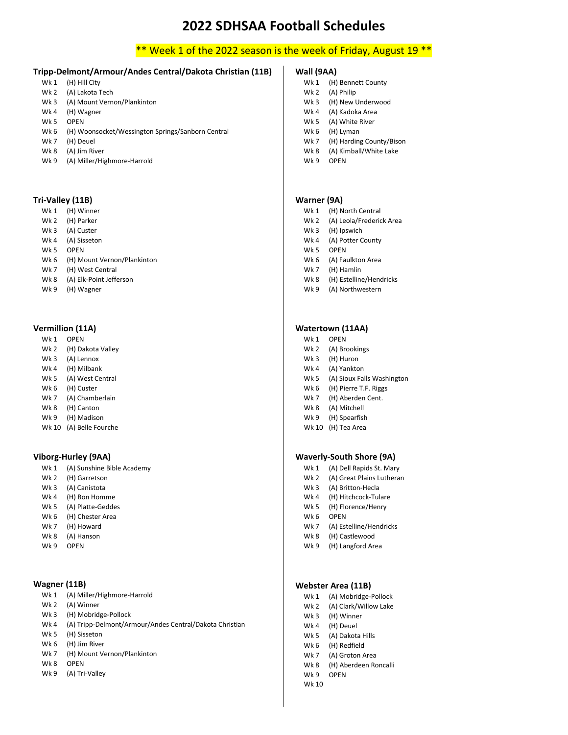# 2022 SDHSAA Football Schedules

** Week 1 of the 2022 season is the week of Friday, August 19 **

### Tripp-Delmont/Armour/Andes Central/Dakota Christian (11B)

- Wk 1 (H) Hill City
- Wk 2 (A) Lakota Tech
- Wk 3 (A) Mount Vernon/Plankinton
- Wk 4 (H) Wagner
- Wk 5 OPEN
- Wk 6 (H) Woonsocket/Wessington Springs/Sanborn Central
- Wk 7 (H) Deuel
- Wk 8 (A) Jim River
- Wk 9 (A) Miller/Highmore-Harrold

### Tri-Valley (11B)

- Wk 1 (H) Winner
- Wk 2 (H) Parker
- Wk 3 (A) Custer
- Wk 4 (A) Sisseton
- Wk 5 OPEN
- Wk 6 (H) Mount Vernon/Plankinton
- Wk 7 (H) West Central
- Wk 8 (A) Elk-Point Jefferson
- Wk 9 (H) Wagner

### Vermillion (11A)

- Wk 1 OPEN
- Wk 2 (H) Dakota Valley
- Wk 3 (A) Lennox
- Wk 4 (H) Milbank
- Wk 5 (A) West Central
- Wk 6 (H) Custer
- Wk 7 (A) Chamberlain
- Wk 8 (H) Canton
- Wk 9 (H) Madison
- Wk 10 (A) Belle Fourche

### Viborg-Hurley (9AA)

- Wk 1 (A) Sunshine Bible Academy
- Wk 2 (H) Garretson
- Wk 3 (A) Canistota
- Wk 4 (H) Bon Homme
- Wk 5 (A) Platte-Geddes
- Wk 6 (H) Chester Area
- Wk 7 (H) Howard
- Wk 8 (A) Hanson
- Wk 9 OPEN

### Wagner (11B)

- Wk 1 (A) Miller/Highmore-Harrold
- Wk 2 (A) Winner
- Wk 3 (H) Mobridge-Pollock
- Wk 4 (A) Tripp-Delmont/Armour/Andes Central/Dakota Christian
- Wk 5 (H) Sisseton
- Wk 6 (H) Jim River
- Wk 7 (H) Mount Vernon/Plankinton
- Wk 8 OPEN
- Wk 9 (A) Tri-Valley

### Wall (9AA)

- Wk 1 (H) Bennett County
- Wk 2 (A) Philip
- Wk 3 (H) New Underwood
- Wk 4 (A) Kadoka Area
- Wk 5 (A) White River
- Wk 6 (H) Lyman
- Wk 7 (H) Harding County/Bison
- Wk 8 (A) Kimball/White Lake
- Wk 9 OPEN

### Warner (9A)

- Wk 1 (H) North Central
- Wk 2 (A) Leola/Frederick Area
- Wk 3 (H) Ipswich
- Wk 4 (A) Potter County
- Wk 5 OPEN
- Wk 6 (A) Faulkton Area
- Wk 7 (H) Hamlin
- Wk 8 (H) Estelline/Hendricks
- Wk 9 (A) Northwestern

### Watertown (11AA)

- Wk 1 OPEN
- Wk 2 (A) Brookings
- Wk 3 (H) Huron
- Wk 4 (A) Yankton
- Wk 5 (A) Sioux Falls Washington
- Wk 6 (H) Pierre T.F. Riggs
- Wk 7 (H) Aberden Cent.
- Wk 8 (A) Mitchell
- Wk 9 (H) Spearfish
- Wk 10 (H) Tea Area

### Waverly-South Shore (9A)

- Wk 1 (A) Dell Rapids St. Mary
- Wk 2 (A) Great Plains Lutheran
- Wk 3 (A) Britton-Hecla
- Wk 4 (H) Hitchcock-Tulare
- Wk 5 (H) Florence/Henry
- Wk 6 OPEN
- Wk 7 (A) Estelline/Hendricks
- Wk 8 (H) Castlewood
- Wk 9 (H) Langford Area

### Webster Area (11B)

- Wk 1 (A) Mobridge-Pollock
- Wk 2 (A) Clark/Willow Lake
- Wk 3 (H) Winner
- Wk 4 (H) Deuel
- Wk 5 (A) Dakota Hills
- Wk 6 (H) Redfield
- Wk 7 (A) Groton Area
- Wk 8 (H) Aberdeen Roncalli
- Wk 9 OPEN
- Wk 10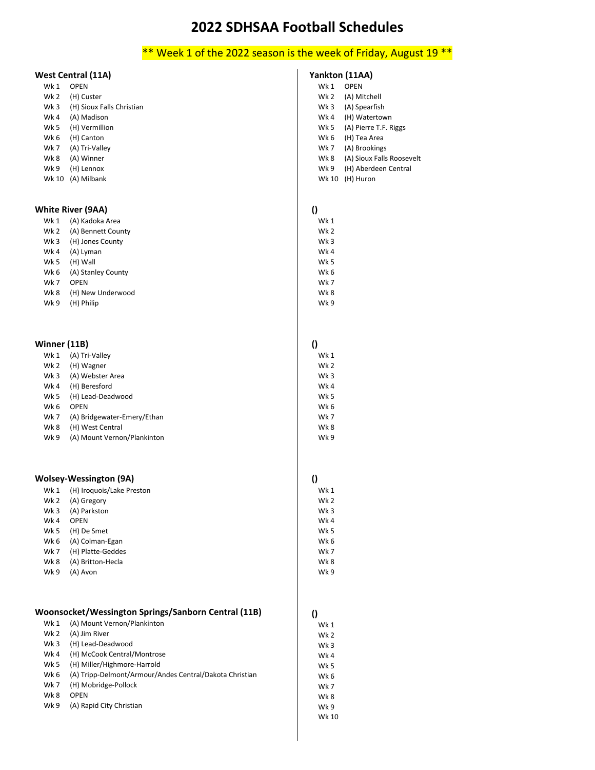# 2022 SDHSAA Football Schedules

** Week 1 of the 2022 season is the week of Friday, August 19 **

### West Central (11A)

| | |
|---|---|
| Wk 1 | OPEN |
| Wk 2 | (H) Custer |
| Wk 3 | (H) Sioux Falls Christian |
| Wk 4 | (A) Madison |
| Wk 5 | (H) Vermillion |
| Wk 6 | (H) Canton |
| Wk 7 | (A) Tri-Valley |
| Wk 8 | (A) Winner |
| Wk 9 | (H) Lennox |
| Wk 10 | (A) Milbank |

### White River (9AA)

| | |
|---|---|
| Wk 1 | (A) Kadoka Area |
| Wk 2 | (A) Bennett County |
| Wk 3 | (H) Jones County |
| Wk 4 | (A) Lyman |
| Wk 5 | (H) Wall |
| Wk 6 | (A) Stanley County |
| Wk 7 | OPEN |
| Wk 8 | (H) New Underwood |
| Wk 9 | (H) Philip |

### Winner (11B)

| | |
|---|---|
| Wk 1 | (A) Tri-Valley |
| Wk 2 | (H) Wagner |
| Wk 3 | (A) Webster Area |
| Wk 4 | (H) Beresford |
| Wk 5 | (H) Lead-Deadwood |
| Wk 6 | OPEN |
| Wk 7 | (A) Bridgewater-Emery/Ethan |
| Wk 8 | (H) West Central |
| Wk 9 | (A) Mount Vernon/Plankinton |

### Wolsey-Wessington (9A)

| | |
|---|---|
| Wk 1 | (H) Iroquois/Lake Preston |
| Wk 2 | (A) Gregory |
| Wk 3 | (A) Parkston |
| Wk 4 | OPEN |
| Wk 5 | (H) De Smet |
| Wk 6 | (A) Colman-Egan |
| Wk 7 | (H) Platte-Geddes |
| Wk 8 | (A) Britton-Hecla |
| Wk 9 | (A) Avon |

### Woonsocket/Wessington Springs/Sanborn Central (11B)

| | |
|---|---|
| Wk 1 | (A) Mount Vernon/Plankinton |
| Wk 2 | (A) Jim River |
| Wk 3 | (H) Lead-Deadwood |
| Wk 4 | (H) McCook Central/Montrose |
| Wk 5 | (H) Miller/Highmore-Harrold |
| Wk 6 | (A) Tripp-Delmont/Armour/Andes Central/Dakota Christian |
| Wk 7 | (H) Mobridge-Pollock |
| Wk 8 | OPEN |
| Wk 9 | (A) Rapid City Christian |

### Yankton (11AA)

| | |
|---|---|
| Wk 1 | OPEN |
| Wk 2 | (A) Mitchell |
| Wk 3 | (A) Spearfish |
| Wk 4 | (H) Watertown |
| Wk 5 | (A) Pierre T.F. Riggs |
| Wk 6 | (H) Tea Area |
| Wk 7 | (A) Brookings |
| Wk 8 | (A) Sioux Falls Roosevelt |
| Wk 9 | (H) Aberdeen Central |
| Wk 10 | (H) Huron |

### ()

| | |
|---|---|
| Wk 1 | |
| Wk 2 | |
| Wk 3 | |
| Wk 4 | |
| Wk 5 | |
| Wk 6 | |
| Wk 7 | |
| Wk 8 | |
| Wk 9 | |

### ()

| | |
|---|---|
| Wk 1 | |
| Wk 2 | |
| Wk 3 | |
| Wk 4 | |
| Wk 5 | |
| Wk 6 | |
| Wk 7 | |
| Wk 8 | |
| Wk 9 | |

### ()

| | |
|---|---|
| Wk 1 | |
| Wk 2 | |
| Wk 3 | |
| Wk 4 | |
| Wk 5 | |
| Wk 6 | |
| Wk 7 | |
| Wk 8 | |
| Wk 9 | |

### ()

| | |
|---|---|
| Wk 1 | |
| Wk 2 | |
| Wk 3 | |
| Wk 4 | |
| Wk 5 | |
| Wk 6 | |
| Wk 7 | |
| Wk 8 | |
| Wk 9 | |
| Wk 10 | |